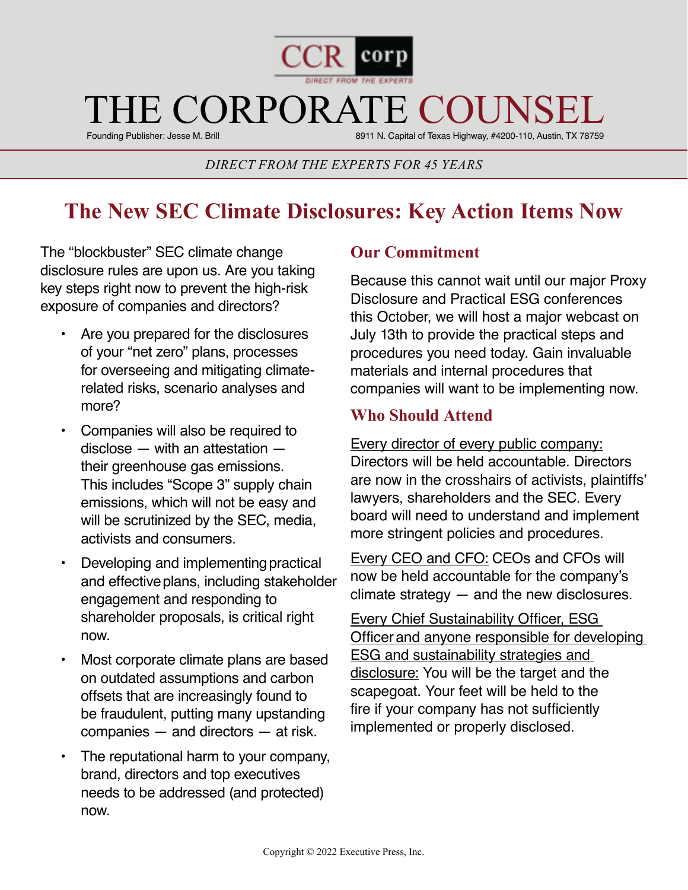CCR corp

DIRECT FROM THE EXPERTS

# THE CORPORATE COUNSEL

Founding Publisher: Jesse M. Brill

8911 N. Capital of Texas Highway, #4200-110, Austin, TX 78759

*DIRECT FROM THE EXPERTS FOR 45 YEARS*

## The New SEC Climate Disclosures: Key Action Items Now

The "blockbuster" SEC climate change disclosure rules are upon us. Are you taking key steps right now to prevent the high-risk exposure of companies and directors?

- Are you prepared for the disclosures of your "net zero" plans, processes for overseeing and mitigating climate-related risks, scenario analyses and more?
- Companies will also be required to disclose — with an attestation — their greenhouse gas emissions. This includes "Scope 3" supply chain emissions, which will not be easy and will be scrutinized by the SEC, media, activists and consumers.
- Developing and implementing practical and effective plans, including stakeholder engagement and responding to shareholder proposals, is critical right now.
- Most corporate climate plans are based on outdated assumptions and carbon offsets that are increasingly found to be fraudulent, putting many upstanding companies — and directors — at risk.
- The reputational harm to your company, brand, directors and top executives needs to be addressed (and protected) now.

### Our Commitment

Because this cannot wait until our major Proxy Disclosure and Practical ESG conferences this October, we will host a major webcast on July 13th to provide the practical steps and procedures you need today. Gain invaluable materials and internal procedures that companies will want to be implementing now.

### Who Should Attend

Every director of every public company: Directors will be held accountable. Directors are now in the crosshairs of activists, plaintiffs' lawyers, shareholders and the SEC. Every board will need to understand and implement more stringent policies and procedures.

Every CEO and CFO: CEOs and CFOs will now be held accountable for the company's climate strategy — and the new disclosures.

Every Chief Sustainability Officer, ESG Officer and anyone responsible for developing ESG and sustainability strategies and disclosure: You will be the target and the scapegoat. Your feet will be held to the fire if your company has not sufficiently implemented or properly disclosed.

Copyright © 2022 Executive Press, Inc.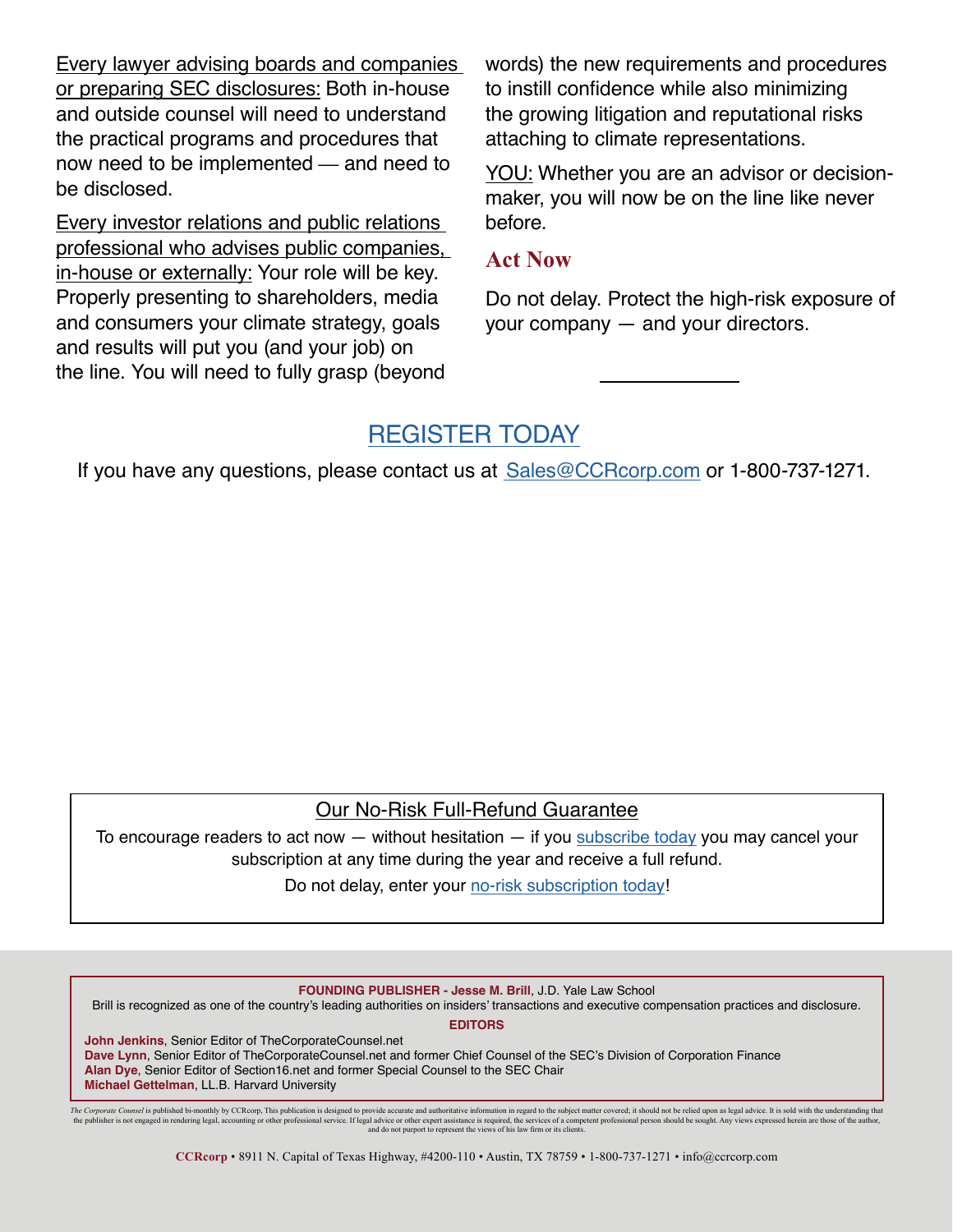<u>Every lawyer advising boards and companies or preparing SEC disclosures:</u> Both in-house and outside counsel will need to understand the practical programs and procedures that now need to be implemented — and need to be disclosed.

<u>Every investor relations and public relations professional who advises public companies, in-house or externally:</u> Your role will be key. Properly presenting to shareholders, media and consumers your climate strategy, goals and results will put you (and your job) on the line. You will need to fully grasp (beyond words) the new requirements and procedures to instill confidence while also minimizing the growing litigation and reputational risks attaching to climate representations.

<u>YOU:</u> Whether you are an advisor or decision-maker, you will now be on the line like never before.

## Act Now

Do not delay. Protect the high-risk exposure of your company — and your directors.

---

REGISTER TODAY

If you have any questions, please contact us at Sales@CCRcorp.com or 1-800-737-1271.

<u>Our No-Risk Full-Refund Guarantee</u>

To encourage readers to act now — without hesitation — if you subscribe today you may cancel your subscription at any time during the year and receive a full refund.

Do not delay, enter your no-risk subscription today!

**FOUNDING PUBLISHER - Jesse M. Brill**, J.D. Yale Law School
Brill is recognized as one of the country's leading authorities on insiders' transactions and executive compensation practices and disclosure.

**EDITORS**

**John Jenkins**, Senior Editor of TheCorporateCounsel.net
**Dave Lynn**, Senior Editor of TheCorporateCounsel.net and former Chief Counsel of the SEC's Division of Corporation Finance
**Alan Dye**, Senior Editor of Section16.net and former Special Counsel to the SEC Chair
**Michael Gettelman**, LL.B. Harvard University

*The Corporate Counsel* is published bi-monthly by CCRcorp, This publication is designed to provide accurate and authoritative information in regard to the subject matter covered; it should not be relied upon as legal advice. It is sold with the understanding that the publisher is not engaged in rendering legal, accounting or other professional service. If legal advice or other expert assistance is required, the services of a competent professional person should be sought. Any views expressed herein are those of the author, and do not purport to represent the views of his law firm or its clients.

**CCRcorp** • 8911 N. Capital of Texas Highway, #4200-110 • Austin, TX 78759 • 1-800-737-1271 • info@ccrcorp.com